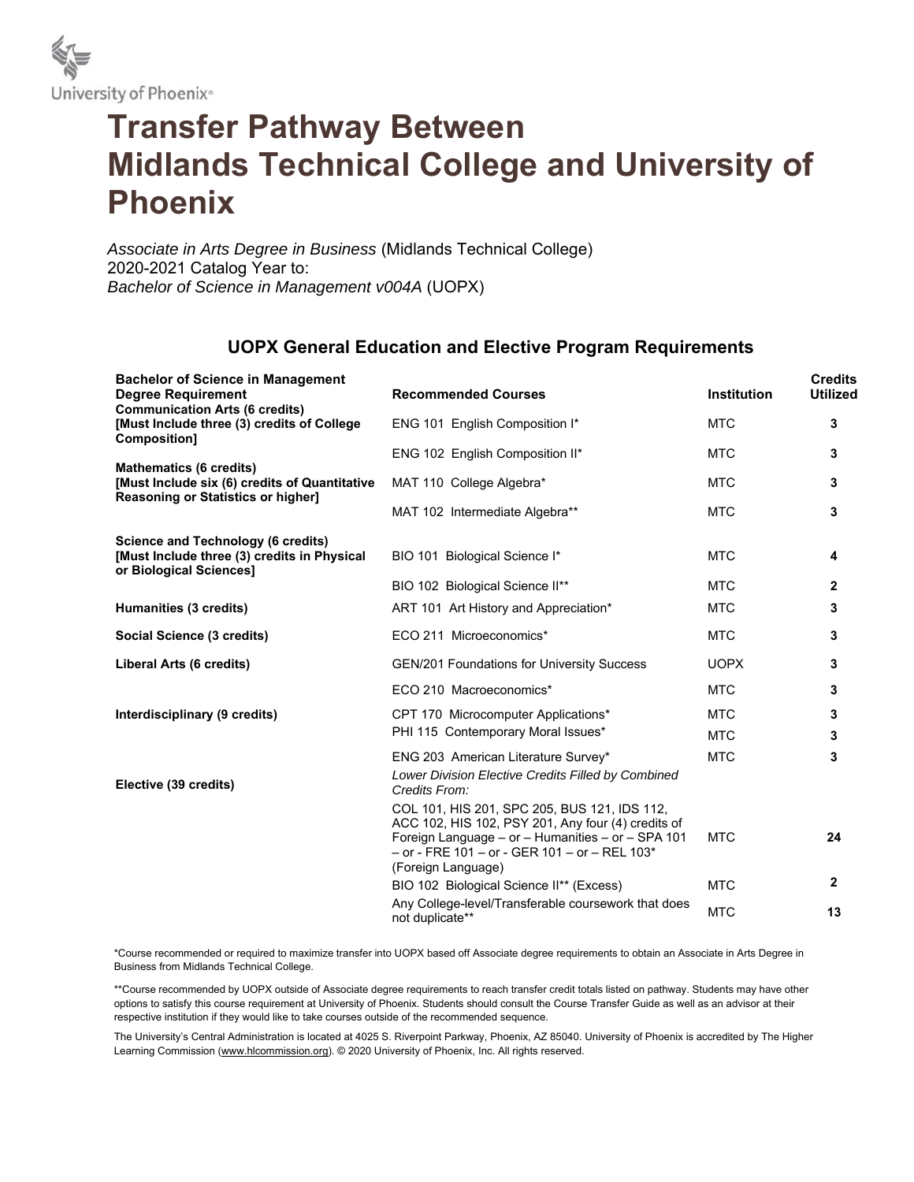# Transfer Pathway Between Midlands Technical College and University of Phoenix

*Associate in Arts Degree in Business* (Midlands Technical College)
2020-2021 Catalog Year to:
*Bachelor of Science in Management v004A* (UOPX)

## UOPX General Education and Elective Program Requirements

| Bachelor of Science in Management Degree Requirement | Recommended Courses | Institution | Credits Utilized |
|---|---|---|---|
| **Communication Arts (6 credits) [Must Include three (3) credits of College Composition]** | ENG 101 English Composition I* | MTC | 3 |
| | ENG 102 English Composition II* | MTC | 3 |
| **Mathematics (6 credits) [Must Include six (6) credits of Quantitative Reasoning or Statistics or higher]** | MAT 110 College Algebra* | MTC | 3 |
| | MAT 102 Intermediate Algebra** | MTC | 3 |
| **Science and Technology (6 credits) [Must Include three (3) credits in Physical or Biological Sciences]** | BIO 101 Biological Science I* | MTC | 4 |
| | BIO 102 Biological Science II** | MTC | 2 |
| **Humanities (3 credits)** | ART 101 Art History and Appreciation* | MTC | 3 |
| **Social Science (3 credits)** | ECO 211 Microeconomics* | MTC | 3 |
| **Liberal Arts (6 credits)** | GEN/201 Foundations for University Success | UOPX | 3 |
| | ECO 210 Macroeconomics* | MTC | 3 |
| **Interdisciplinary (9 credits)** | CPT 170 Microcomputer Applications* | MTC | 3 |
| | PHI 115 Contemporary Moral Issues* | MTC | 3 |
| | ENG 203 American Literature Survey* | MTC | 3 |
| **Elective (39 credits)** | *Lower Division Elective Credits Filled by Combined Credits From:* | | |
| | COL 101, HIS 201, SPC 205, BUS 121, IDS 112, ACC 102, HIS 102, PSY 201, Any four (4) credits of Foreign Language – or – Humanities – or – SPA 101 – or - FRE 101 – or - GER 101 – or – REL 103* (Foreign Language) | MTC | 24 |
| | BIO 102 Biological Science II** (Excess) | MTC | 2 |
| | Any College-level/Transferable coursework that does not duplicate** | MTC | 13 |

*Course recommended or required to maximize transfer into UOPX based off Associate degree requirements to obtain an Associate in Arts Degree in Business from Midlands Technical College.

**Course recommended by UOPX outside of Associate degree requirements to reach transfer credit totals listed on pathway. Students may have other options to satisfy this course requirement at University of Phoenix. Students should consult the Course Transfer Guide as well as an advisor at their respective institution if they would like to take courses outside of the recommended sequence.

The University's Central Administration is located at 4025 S. Riverpoint Parkway, Phoenix, AZ 85040. University of Phoenix is accredited by The Higher Learning Commission (www.hlcommission.org). © 2020 University of Phoenix, Inc. All rights reserved.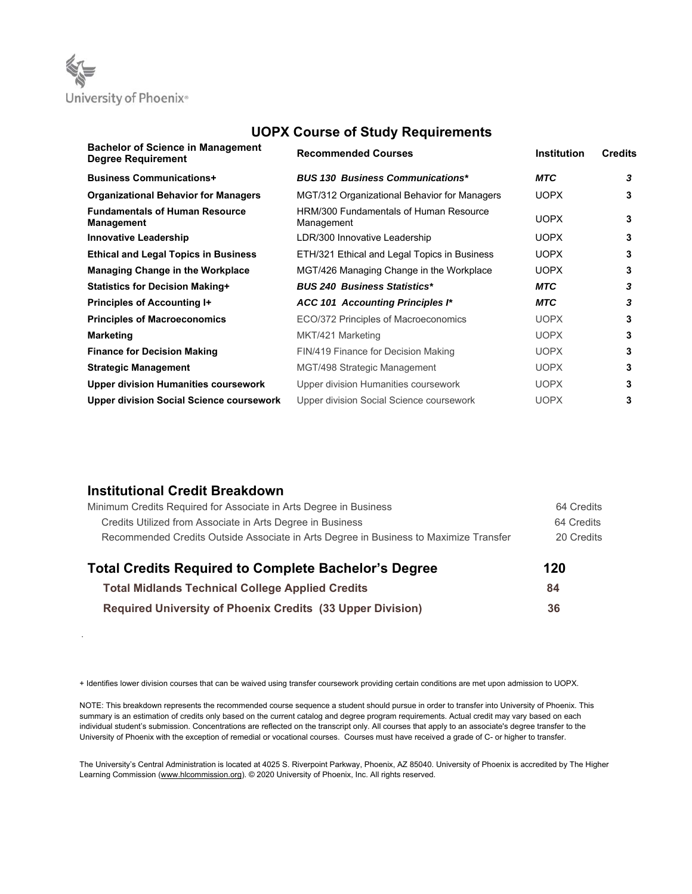University of Phoenix®

## UOPX Course of Study Requirements

| Bachelor of Science in Management Degree Requirement | Recommended Courses | Institution | Credits |
|---|---|---|---|
| **Business Communications+** | ***BUS 130 Business Communications**** | ***MTC*** | ***3*** |
| **Organizational Behavior for Managers** | MGT/312 Organizational Behavior for Managers | UOPX | 3 |
| **Fundamentals of Human Resource Management** | HRM/300 Fundamentals of Human Resource Management | UOPX | 3 |
| **Innovative Leadership** | LDR/300 Innovative Leadership | UOPX | 3 |
| **Ethical and Legal Topics in Business** | ETH/321 Ethical and Legal Topics in Business | UOPX | 3 |
| **Managing Change in the Workplace** | MGT/426 Managing Change in the Workplace | UOPX | 3 |
| **Statistics for Decision Making+** | ***BUS 240 Business Statistics**** | ***MTC*** | ***3*** |
| **Principles of Accounting I+** | ***ACC 101 Accounting Principles I**** | ***MTC*** | ***3*** |
| **Principles of Macroeconomics** | ECO/372 Principles of Macroeconomics | UOPX | 3 |
| **Marketing** | MKT/421 Marketing | UOPX | 3 |
| **Finance for Decision Making** | FIN/419 Finance for Decision Making | UOPX | 3 |
| **Strategic Management** | MGT/498 Strategic Management | UOPX | 3 |
| **Upper division Humanities coursework** | Upper division Humanities coursework | UOPX | 3 |
| **Upper division Social Science coursework** | Upper division Social Science coursework | UOPX | 3 |

## Institutional Credit Breakdown

| | |
|---|---|
| Minimum Credits Required for Associate in Arts Degree in Business | 64 Credits |
| Credits Utilized from Associate in Arts Degree in Business | 64 Credits |
| Recommended Credits Outside Associate in Arts Degree in Business to Maximize Transfer | 20 Credits |
| **Total Credits Required to Complete Bachelor's Degree** | **120** |
| **Total Midlands Technical College Applied Credits** | **84** |
| **Required University of Phoenix Credits (33 Upper Division)** | **36** |

+ Identifies lower division courses that can be waived using transfer coursework providing certain conditions are met upon admission to UOPX.

NOTE: This breakdown represents the recommended course sequence a student should pursue in order to transfer into University of Phoenix. This summary is an estimation of credits only based on the current catalog and degree program requirements. Actual credit may vary based on each individual student's submission. Concentrations are reflected on the transcript only. All courses that apply to an associate's degree transfer to the University of Phoenix with the exception of remedial or vocational courses. Courses must have received a grade of C- or higher to transfer.

The University's Central Administration is located at 4025 S. Riverpoint Parkway, Phoenix, AZ 85040. University of Phoenix is accredited by The Higher Learning Commission (www.hlcommission.org). © 2020 University of Phoenix, Inc. All rights reserved.